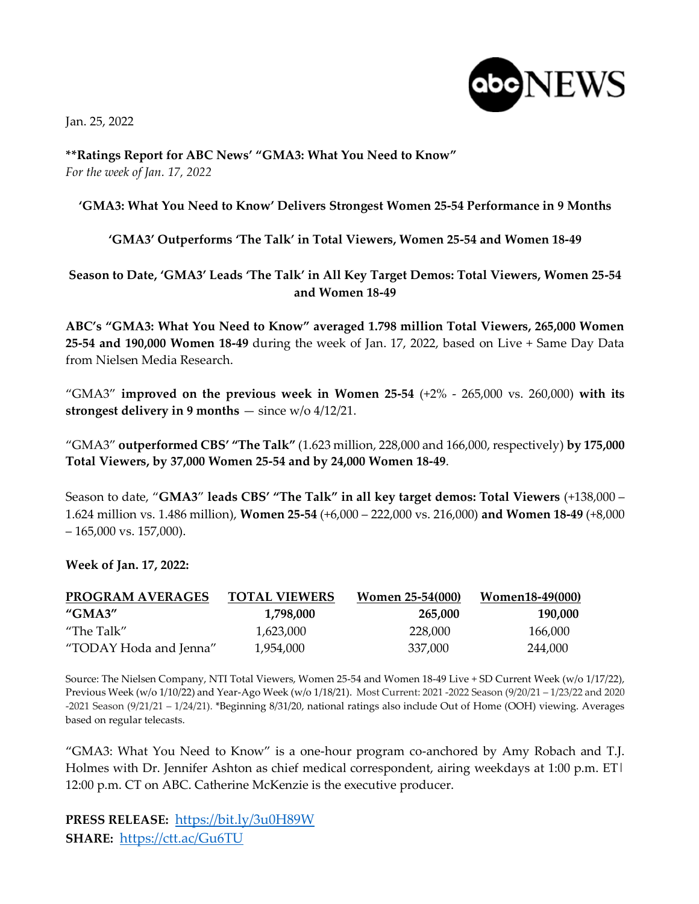Jan. 25, 2022

**\*\*Ratings Report for ABC News' "GMA3: What You Need to Know"**
*For the week of Jan. 17, 2022*

**'GMA3: What You Need to Know' Delivers Strongest Women 25-54 Performance in 9 Months**

**'GMA3' Outperforms 'The Talk' in Total Viewers, Women 25-54 and Women 18-49**

**Season to Date, 'GMA3' Leads 'The Talk' in All Key Target Demos: Total Viewers, Women 25-54 and Women 18-49**

**ABC's "GMA3: What You Need to Know" averaged 1.798 million Total Viewers, 265,000 Women 25-54 and 190,000 Women 18-49** during the week of Jan. 17, 2022, based on Live + Same Day Data from Nielsen Media Research.

"GMA3" **improved on the previous week in Women 25-54** (+2% - 265,000 vs. 260,000) **with its strongest delivery in 9 months** — since w/o 4/12/21.

"GMA3" **outperformed CBS' "The Talk"** (1.623 million, 228,000 and 166,000, respectively) **by 175,000 Total Viewers, by 37,000 Women 25-54 and by 24,000 Women 18-49**.

Season to date, "**GMA3**" **leads CBS' "The Talk" in all key target demos: Total Viewers** (+138,000 – 1.624 million vs. 1.486 million), **Women 25-54** (+6,000 – 222,000 vs. 216,000) **and Women 18-49** (+8,000 – 165,000 vs. 157,000).

**Week of Jan. 17, 2022:**

| PROGRAM AVERAGES | TOTAL VIEWERS | Women 25-54(000) | Women18-49(000) |
|---|---|---|---|
| **"GMA3"** | **1,798,000** | **265,000** | **190,000** |
| "The Talk" | 1,623,000 | 228,000 | 166,000 |
| "TODAY Hoda and Jenna" | 1,954,000 | 337,000 | 244,000 |

Source: The Nielsen Company, NTI Total Viewers, Women 25-54 and Women 18-49 Live + SD Current Week (w/o 1/17/22), Previous Week (w/o 1/10/22) and Year-Ago Week (w/o 1/18/21). Most Current: 2021 -2022 Season (9/20/21 – 1/23/22 and 2020 -2021 Season (9/21/21 – 1/24/21). *Beginning 8/31/20, national ratings also include Out of Home (OOH) viewing. Averages based on regular telecasts.

"GMA3: What You Need to Know" is a one-hour program co-anchored by Amy Robach and T.J. Holmes with Dr. Jennifer Ashton as chief medical correspondent, airing weekdays at 1:00 p.m. ET| 12:00 p.m. CT on ABC. Catherine McKenzie is the executive producer.

**PRESS RELEASE:** https://bit.ly/3u0H89W
**SHARE:** https://ctt.ac/Gu6TU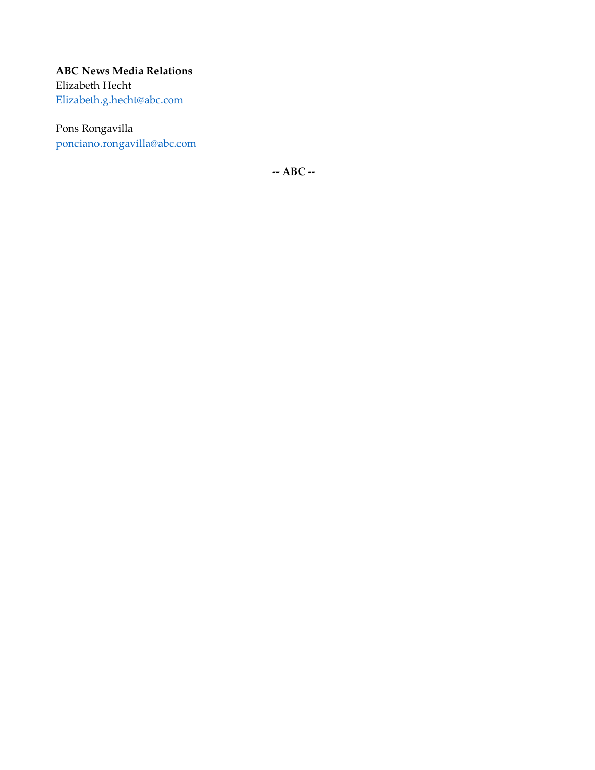**ABC News Media Relations**
Elizabeth Hecht
Elizabeth.g.hecht@abc.com

Pons Rongavilla
ponciano.rongavilla@abc.com

**-- ABC --**